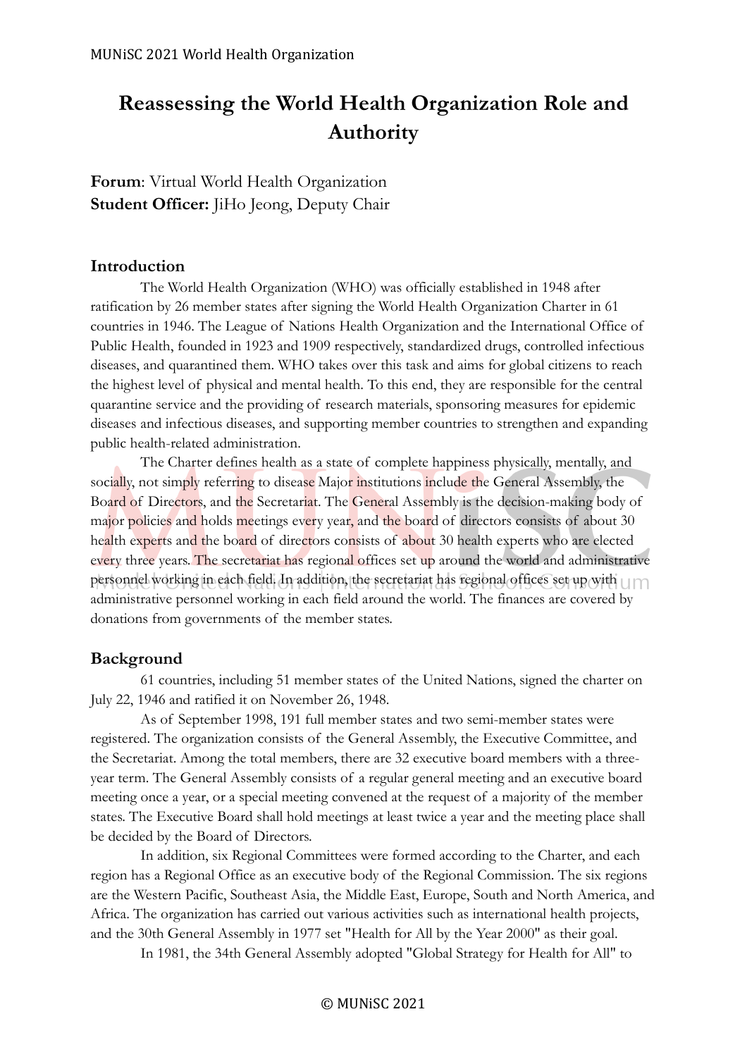# Reassessing the World Health Organization Role and Authority

**Forum**: Virtual World Health Organization
**Student Officer:** JiHo Jeong, Deputy Chair

## Introduction

The World Health Organization (WHO) was officially established in 1948 after ratification by 26 member states after signing the World Health Organization Charter in 61 countries in 1946. The League of Nations Health Organization and the International Office of Public Health, founded in 1923 and 1909 respectively, standardized drugs, controlled infectious diseases, and quarantined them. WHO takes over this task and aims for global citizens to reach the highest level of physical and mental health. To this end, they are responsible for the central quarantine service and the providing of research materials, sponsoring measures for epidemic diseases and infectious diseases, and supporting member countries to strengthen and expanding public health-related administration.

The Charter defines health as a state of complete happiness physically, mentally, and socially, not simply referring to disease Major institutions include the General Assembly, the Board of Directors, and the Secretariat. The General Assembly is the decision-making body of major policies and holds meetings every year, and the board of directors consists of about 30 health experts and the board of directors consists of about 30 health experts who are elected every three years. The secretariat has regional offices set up around the world and administrative personnel working in each field. In addition, the secretariat has regional offices set up with administrative personnel working in each field around the world. The finances are covered by donations from governments of the member states.

## Background

61 countries, including 51 member states of the United Nations, signed the charter on July 22, 1946 and ratified it on November 26, 1948.

As of September 1998, 191 full member states and two semi-member states were registered. The organization consists of the General Assembly, the Executive Committee, and the Secretariat. Among the total members, there are 32 executive board members with a three-year term. The General Assembly consists of a regular general meeting and an executive board meeting once a year, or a special meeting convened at the request of a majority of the member states. The Executive Board shall hold meetings at least twice a year and the meeting place shall be decided by the Board of Directors.

In addition, six Regional Committees were formed according to the Charter, and each region has a Regional Office as an executive body of the Regional Commission. The six regions are the Western Pacific, Southeast Asia, the Middle East, Europe, South and North America, and Africa. The organization has carried out various activities such as international health projects, and the 30th General Assembly in 1977 set "Health for All by the Year 2000" as their goal.

In 1981, the 34th General Assembly adopted "Global Strategy for Health for All" to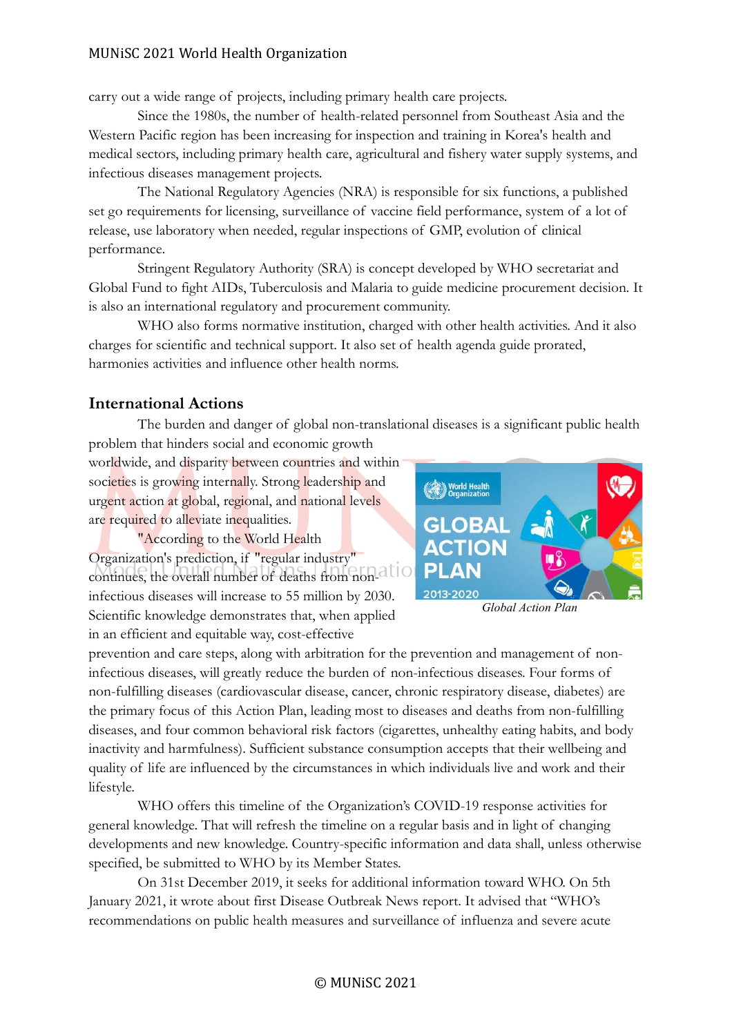carry out a wide range of projects, including primary health care projects.

Since the 1980s, the number of health-related personnel from Southeast Asia and the Western Pacific region has been increasing for inspection and training in Korea's health and medical sectors, including primary health care, agricultural and fishery water supply systems, and infectious diseases management projects.

The National Regulatory Agencies (NRA) is responsible for six functions, a published set go requirements for licensing, surveillance of vaccine field performance, system of a lot of release, use laboratory when needed, regular inspections of GMP, evolution of clinical performance.

Stringent Regulatory Authority (SRA) is concept developed by WHO secretariat and Global Fund to fight AIDs, Tuberculosis and Malaria to guide medicine procurement decision. It is also an international regulatory and procurement community.

WHO also forms normative institution, charged with other health activities. And it also charges for scientific and technical support. It also set of health agenda guide prorated, harmonies activities and influence other health norms.

## International Actions

The burden and danger of global non-translational diseases is a significant public health problem that hinders social and economic growth worldwide, and disparity between countries and within societies is growing internally. Strong leadership and urgent action at global, regional, and national levels are required to alleviate inequalities.

"According to the World Health Organization's prediction, if "regular industry" continues, the overall number of deaths from non-infectious diseases will increase to 55 million by 2030. Scientific knowledge demonstrates that, when applied in an efficient and equitable way, cost-effective prevention and care steps, along with arbitration for the prevention and management of non-infectious diseases, will greatly reduce the burden of non-infectious diseases. Four forms of non-fulfilling diseases (cardiovascular disease, cancer, chronic respiratory disease, diabetes) are the primary focus of this Action Plan, leading most to diseases and deaths from non-fulfilling diseases, and four common behavioral risk factors (cigarettes, unhealthy eating habits, and body inactivity and harmfulness). Sufficient substance consumption accepts that their wellbeing and quality of life are influenced by the circumstances in which individuals live and work and their lifestyle.

*Global Action Plan*

WHO offers this timeline of the Organization's COVID-19 response activities for general knowledge. That will refresh the timeline on a regular basis and in light of changing developments and new knowledge. Country-specific information and data shall, unless otherwise specified, be submitted to WHO by its Member States.

On 31st December 2019, it seeks for additional information toward WHO. On 5th January 2021, it wrote about first Disease Outbreak News report. It advised that "WHO's recommendations on public health measures and surveillance of influenza and severe acute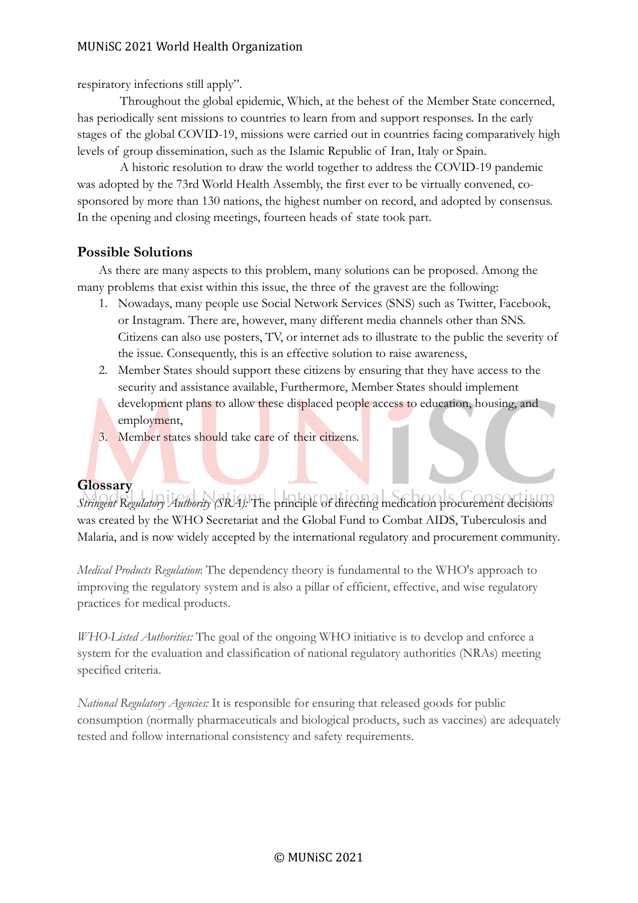respiratory infections still apply".

Throughout the global epidemic, Which, at the behest of the Member State concerned, has periodically sent missions to countries to learn from and support responses. In the early stages of the global COVID-19, missions were carried out in countries facing comparatively high levels of group dissemination, such as the Islamic Republic of Iran, Italy or Spain.

A historic resolution to draw the world together to address the COVID-19 pandemic was adopted by the 73rd World Health Assembly, the first ever to be virtually convened, co-sponsored by more than 130 nations, the highest number on record, and adopted by consensus. In the opening and closing meetings, fourteen heads of state took part.

## Possible Solutions

As there are many aspects to this problem, many solutions can be proposed. Among the many problems that exist within this issue, the three of the gravest are the following:

1. Nowadays, many people use Social Network Services (SNS) such as Twitter, Facebook, or Instagram. There are, however, many different media channels other than SNS. Citizens can also use posters, TV, or internet ads to illustrate to the public the severity of the issue. Consequently, this is an effective solution to raise awareness,
2. Member States should support these citizens by ensuring that they have access to the security and assistance available, Furthermore, Member States should implement development plans to allow these displaced people access to education, housing, and employment,
3. Member states should take care of their citizens.

## Glossary

*Stringent Regulatory Authority (SRA):* The principle of directing medication procurement decisions was created by the WHO Secretariat and the Global Fund to Combat AIDS, Tuberculosis and Malaria, and is now widely accepted by the international regulatory and procurement community.

*Medical Products Regulation*: The dependency theory is fundamental to the WHO's approach to improving the regulatory system and is also a pillar of efficient, effective, and wise regulatory practices for medical products.

*WHO-Listed Authorities:* The goal of the ongoing WHO initiative is to develop and enforce a system for the evaluation and classification of national regulatory authorities (NRAs) meeting specified criteria.

*National Regulatory Agencies:* It is responsible for ensuring that released goods for public consumption (normally pharmaceuticals and biological products, such as vaccines) are adequately tested and follow international consistency and safety requirements.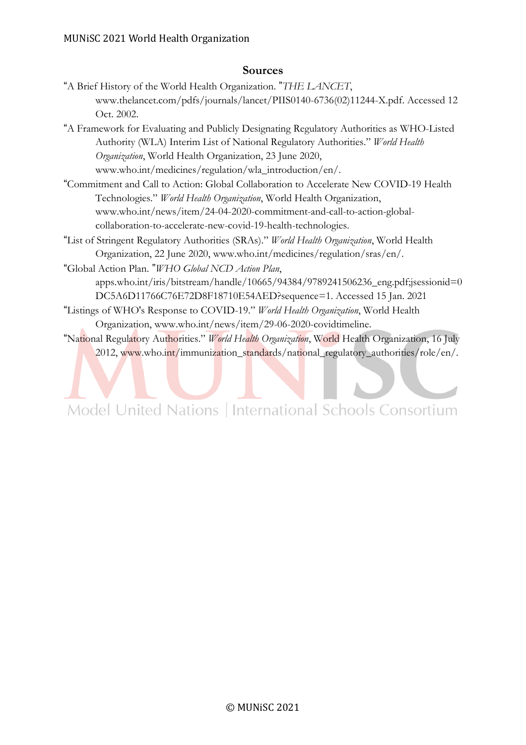## Sources

"A Brief History of the World Health Organization. "*THE LANCET*, www.thelancet.com/pdfs/journals/lancet/PIIS0140-6736(02)11244-X.pdf. Accessed 12 Oct. 2002.

"A Framework for Evaluating and Publicly Designating Regulatory Authorities as WHO-Listed Authority (WLA) Interim List of National Regulatory Authorities." *World Health Organization*, World Health Organization, 23 June 2020, www.who.int/medicines/regulation/wla_introduction/en/.

"Commitment and Call to Action: Global Collaboration to Accelerate New COVID-19 Health Technologies." *World Health Organization*, World Health Organization, www.who.int/news/item/24-04-2020-commitment-and-call-to-action-global-collaboration-to-accelerate-new-covid-19-health-technologies.

"List of Stringent Regulatory Authorities (SRAs)." *World Health Organization*, World Health Organization, 22 June 2020, www.who.int/medicines/regulation/sras/en/.

"Global Action Plan. "*WHO Global NCD Action Plan*, apps.who.int/iris/bitstream/handle/10665/94384/9789241506236_eng.pdf;jsessionid=0DC5A6D11766C76E72D8F18710E54AED?sequence=1. Accessed 15 Jan. 2021

"Listings of WHO's Response to COVID-19." *World Health Organization*, World Health Organization, www.who.int/news/item/29-06-2020-covidtimeline.

"National Regulatory Authorities." *World Health Organization*, World Health Organization, 16 July 2012, www.who.int/immunization_standards/national_regulatory_authorities/role/en/.